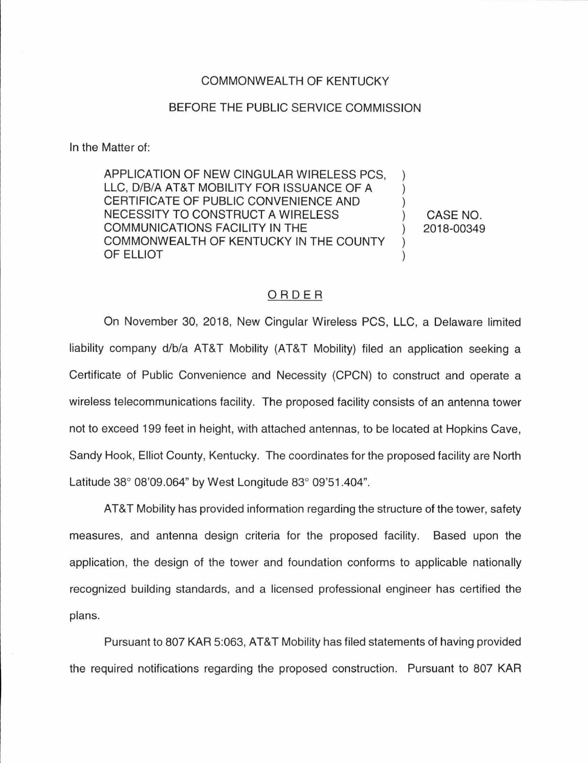COMMONWEALTH OF KENTUCKY

BEFORE THE PUBLIC SERVICE COMMISSION

In the Matter of:

APPLICATION OF NEW CINGULAR WIRELESS PCS, LLC, D/B/A AT&T MOBILITY FOR ISSUANCE OF A CERTIFICATE OF PUBLIC CONVENIENCE AND NECESSITY TO CONSTRUCT A WIRELESS COMMUNICATIONS FACILITY IN THE COMMONWEALTH OF KENTUCKY IN THE COUNTY OF ELLIOT

) CASE NO. 2018-00349

## ORDER

On November 30, 2018, New Cingular Wireless PCS, LLC, a Delaware limited liability company d/b/a AT&T Mobility (AT&T Mobility) filed an application seeking a Certificate of Public Convenience and Necessity (CPCN) to construct and operate a wireless telecommunications facility. The proposed facility consists of an antenna tower not to exceed 199 feet in height, with attached antennas, to be located at Hopkins Cave, Sandy Hook, Elliot County, Kentucky. The coordinates for the proposed facility are North Latitude 38° 08'09.064" by West Longitude 83° 09'51.404".

AT&T Mobility has provided information regarding the structure of the tower, safety measures, and antenna design criteria for the proposed facility. Based upon the application, the design of the tower and foundation conforms to applicable nationally recognized building standards, and a licensed professional engineer has certified the plans.

Pursuant to 807 KAR 5:063, AT&T Mobility has filed statements of having provided the required notifications regarding the proposed construction. Pursuant to 807 KAR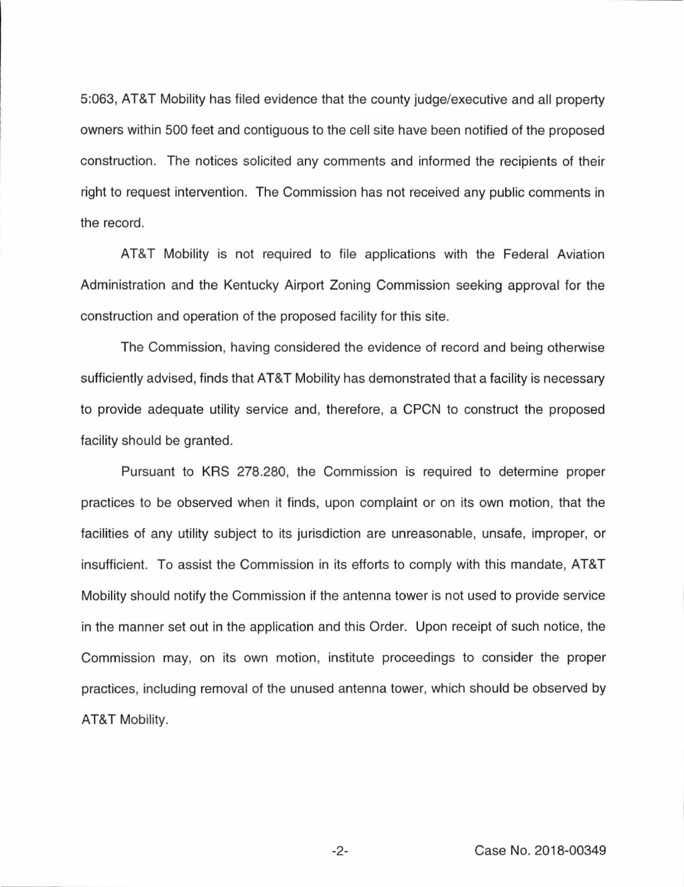5:063, AT&T Mobility has filed evidence that the county judge/executive and all property owners within 500 feet and contiguous to the cell site have been notified of the proposed construction. The notices solicited any comments and informed the recipients of their right to request intervention. The Commission has not received any public comments in the record.

AT&T Mobility is not required to file applications with the Federal Aviation Administration and the Kentucky Airport Zoning Commission seeking approval for the construction and operation of the proposed facility for this site.

The Commission, having considered the evidence of record and being otherwise sufficiently advised, finds that AT&T Mobility has demonstrated that a facility is necessary to provide adequate utility service and, therefore, a CPCN to construct the proposed facility should be granted.

Pursuant to KRS 278.280, the Commission is required to determine proper practices to be observed when it finds, upon complaint or on its own motion, that the facilities of any utility subject to its jurisdiction are unreasonable, unsafe, improper, or insufficient. To assist the Commission in its efforts to comply with this mandate, AT&T Mobility should notify the Commission if the antenna tower is not used to provide service in the manner set out in the application and this Order. Upon receipt of such notice, the Commission may, on its own motion, institute proceedings to consider the proper practices, including removal of the unused antenna tower, which should be observed by AT&T Mobility.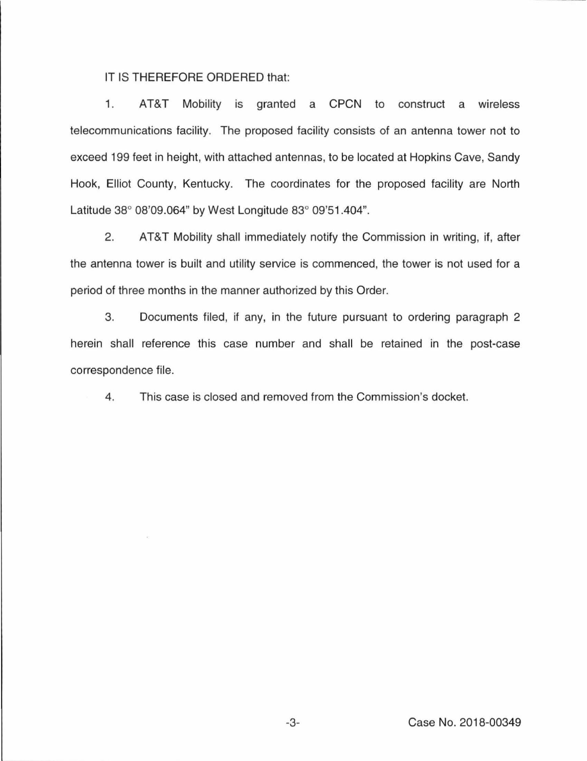IT IS THEREFORE ORDERED that:

1. AT&T Mobility is granted a CPCN to construct a wireless telecommunications facility. The proposed facility consists of an antenna tower not to exceed 199 feet in height, with attached antennas, to be located at Hopkins Cave, Sandy Hook, Elliot County, Kentucky. The coordinates for the proposed facility are North Latitude 38° 08'09.064" by West Longitude 83° 09'51.404".

2. AT&T Mobility shall immediately notify the Commission in writing, if, after the antenna tower is built and utility service is commenced, the tower is not used for a period of three months in the manner authorized by this Order.

3. Documents filed, if any, in the future pursuant to ordering paragraph 2 herein shall reference this case number and shall be retained in the post-case correspondence file.

4. This case is closed and removed from the Commission's docket.

Case No. 2018-00349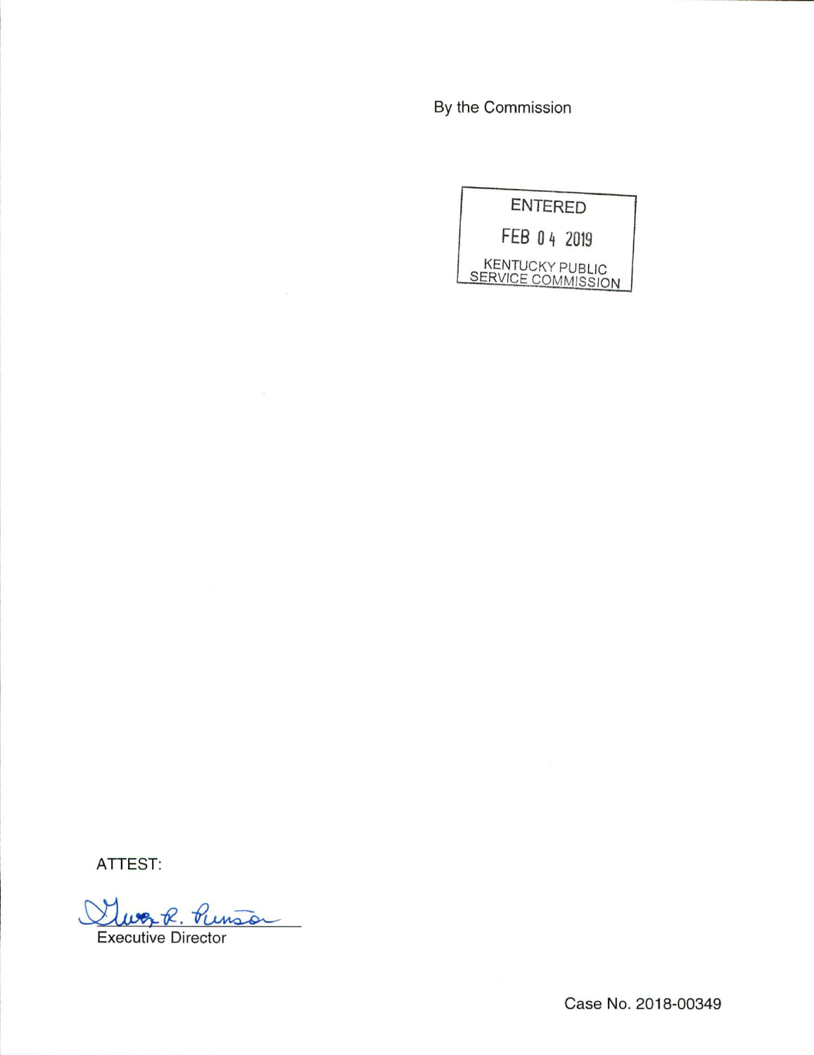By the Commission

ENTERED

FEB 04 2019

KENTUCKY PUBLIC SERVICE COMMISSION

ATTEST:

Gwen R. Pinson

Executive Director

Case No. 2018-00349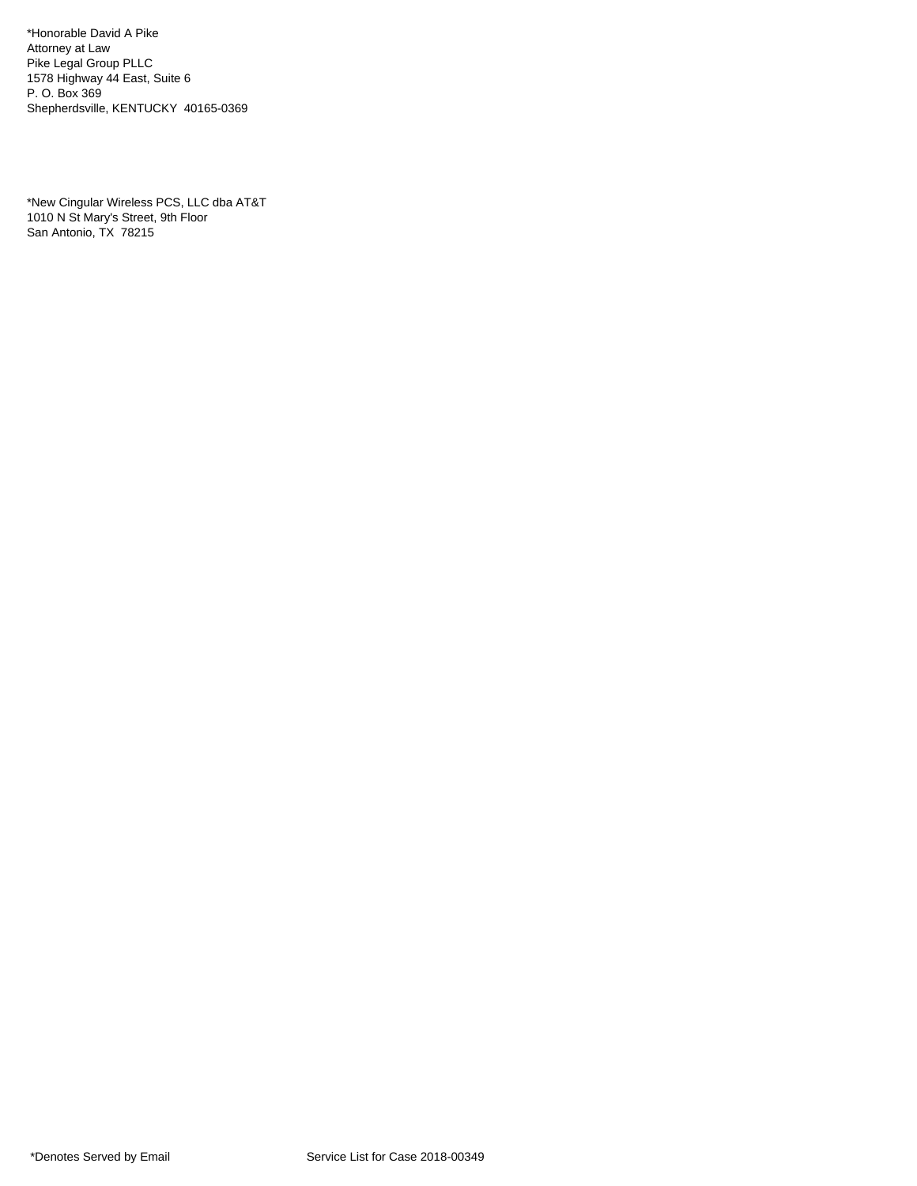*Honorable David A Pike
Attorney at Law
Pike Legal Group PLLC
1578 Highway 44 East, Suite 6
P. O. Box 369
Shepherdsville, KENTUCKY  40165-0369

*New Cingular Wireless PCS, LLC dba AT&T
1010 N St Mary's Street, 9th Floor
San Antonio, TX  78215

*Denotes Served by Email

Service List for Case 2018-00349